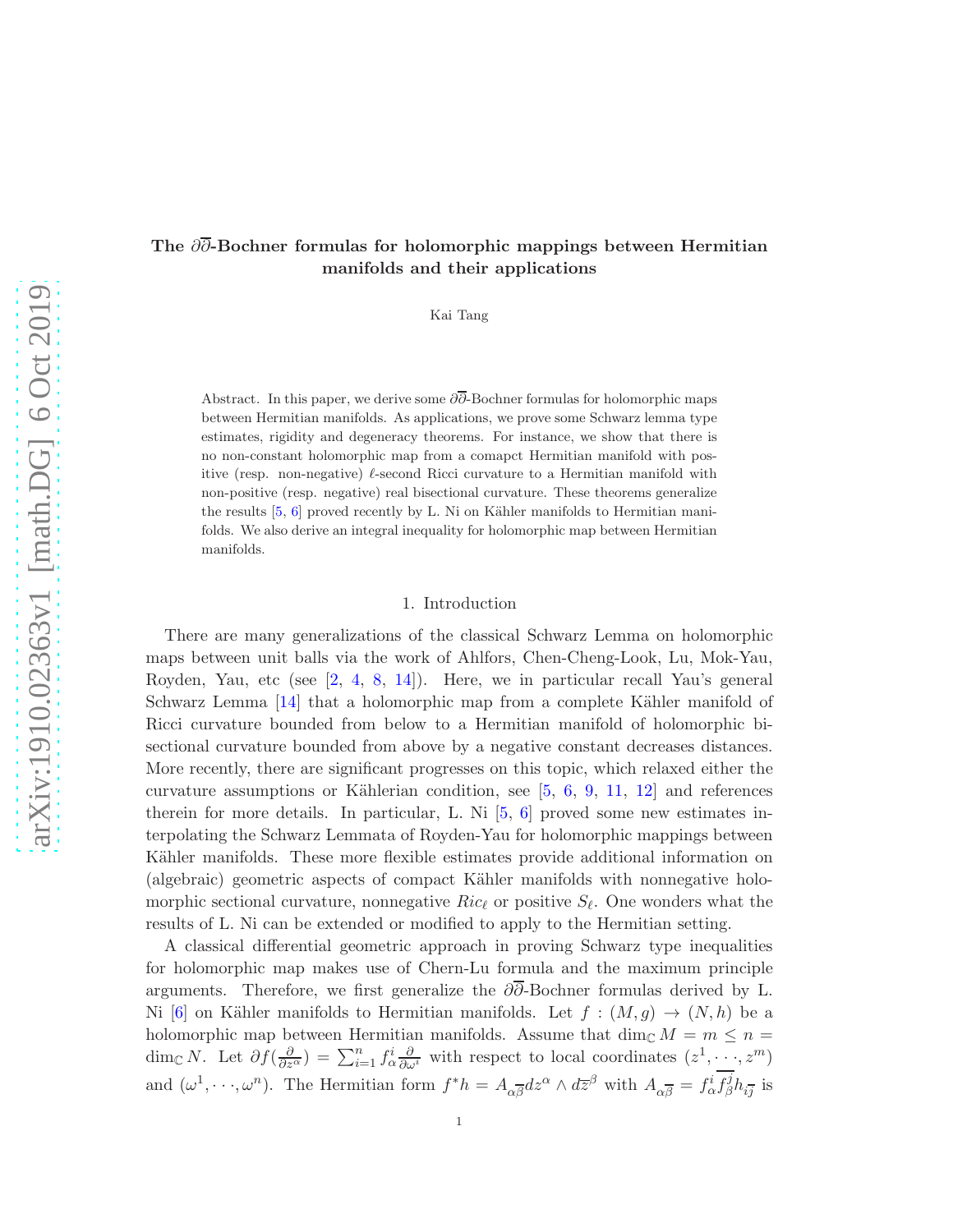# The $\partial\overline{\partial}$-Bochner formulas for holomorphic mappings between Hermitian manifolds and their applications

Kai Tang

Abstract. In this paper, we derive some $\partial\overline{\partial}$-Bochner formulas for holomorphic maps between Hermitian manifolds. As applications, we prove some Schwarz lemma type estimates, rigidity and degeneracy theorems. For instance, we show that there is no non-constant holomorphic map from a comapct Hermitian manifold with positive (resp. non-negative) $\ell$-second Ricci curvature to a Hermitian manifold with non-positive (resp. negative) real bisectional curvature. These theorems generalize the results [5, 6] proved recently by L. Ni on Kähler manifolds to Hermitian manifolds. We also derive an integral inequality for holomorphic map between Hermitian manifolds.

## 1. Introduction

There are many generalizations of the classical Schwarz Lemma on holomorphic maps between unit balls via the work of Ahlfors, Chen-Cheng-Look, Lu, Mok-Yau, Royden, Yau, etc (see [2, 4, 8, 14]). Here, we in particular recall Yau's general Schwarz Lemma [14] that a holomorphic map from a complete Kähler manifold of Ricci curvature bounded from below to a Hermitian manifold of holomorphic bisectional curvature bounded from above by a negative constant decreases distances. More recently, there are significant progresses on this topic, which relaxed either the curvature assumptions or Kählerian condition, see [5, 6, 9, 11, 12] and references therein for more details. In particular, L. Ni [5, 6] proved some new estimates interpolating the Schwarz Lemmata of Royden-Yau for holomorphic mappings between Kähler manifolds. These more flexible estimates provide additional information on (algebraic) geometric aspects of compact Kähler manifolds with nonnegative holomorphic sectional curvature, nonnegative $Ric_\ell$ or positive $S_\ell$. One wonders what the results of L. Ni can be extended or modified to apply to the Hermitian setting.

A classical differential geometric approach in proving Schwarz type inequalities for holomorphic map makes use of Chern-Lu formula and the maximum principle arguments. Therefore, we first generalize the $\partial\overline{\partial}$-Bochner formulas derived by L. Ni [6] on Kähler manifolds to Hermitian manifolds. Let $f : (M, g) \to (N, h)$ be a holomorphic map between Hermitian manifolds. Assume that $\dim_{\mathbb{C}} M = m \leq n = \dim_{\mathbb{C}} N$. Let $\partial f(\frac{\partial}{\partial z^\alpha}) = \sum_{i=1}^n f^i_\alpha \frac{\partial}{\partial \omega^i}$ with respect to local coordinates $(z^1, \cdots, z^m)$ and $(\omega^1, \cdots, \omega^n)$. The Hermitian form $f^*h = A_{\alpha\overline{\beta}} dz^\alpha \wedge d\overline{z}^\beta$ with $A_{\alpha\overline{\beta}} = f^i_\alpha \overline{f^j_\beta} h_{i\overline{j}}$ is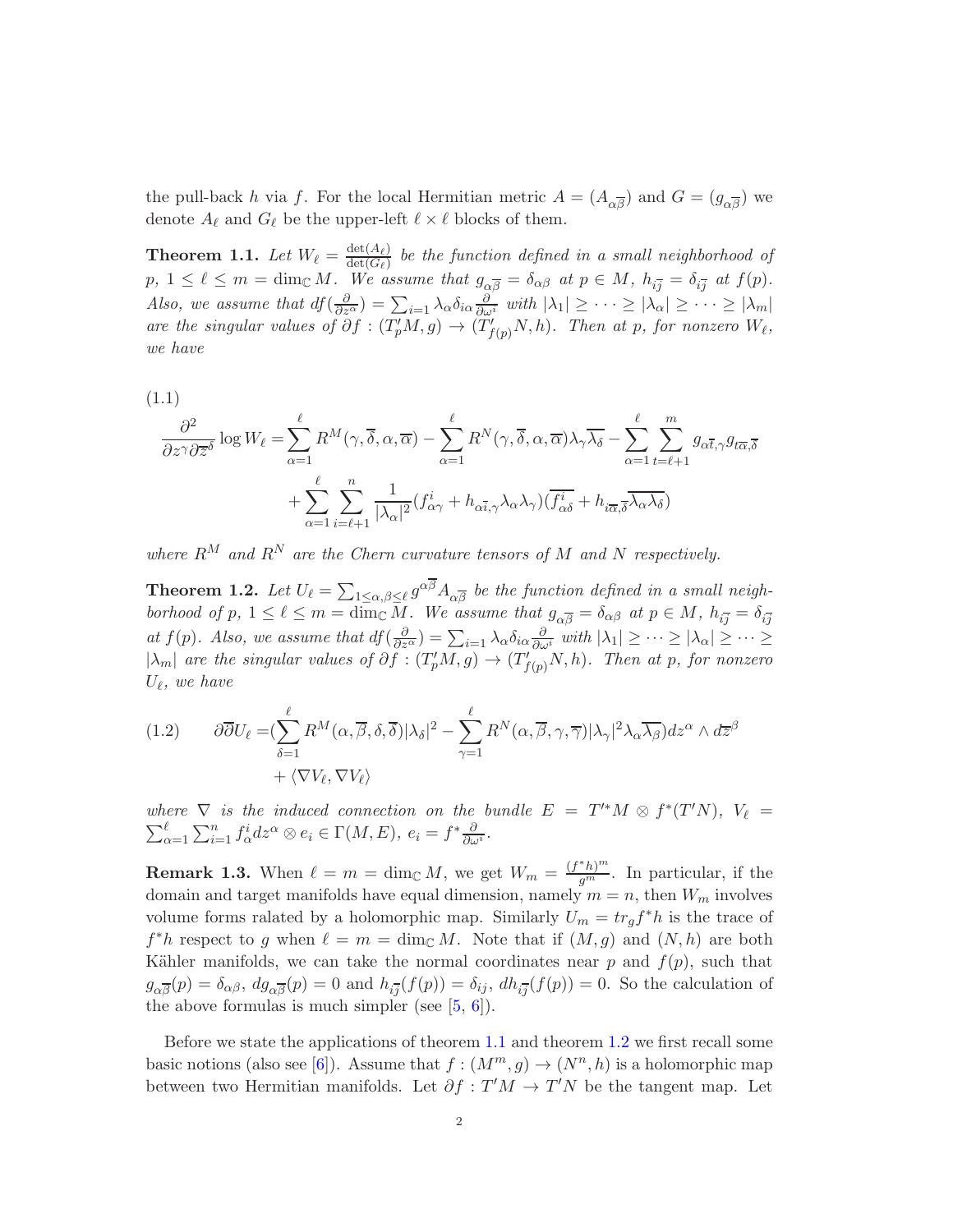the pull-back $h$ via $f$. For the local Hermitian metric $A = (A_{\alpha\overline{\beta}})$ and $G = (g_{\alpha\overline{\beta}})$ we denote $A_\ell$ and $G_\ell$ be the upper-left $\ell \times \ell$ blocks of them.

**Theorem 1.1.** *Let $W_\ell = \frac{\det(A_\ell)}{\det(G_\ell)}$ be the function defined in a small neighborhood of $p$, $1 \leq \ell \leq m = \dim_{\mathbb{C}} M$. We assume that $g_{\alpha\overline{\beta}} = \delta_{\alpha\beta}$ at $p \in M$, $h_{i\overline{j}} = \delta_{i\overline{j}}$ at $f(p)$. Also, we assume that $df(\frac{\partial}{\partial z^\alpha}) = \sum_{i=1} \lambda_\alpha \delta_{i\alpha} \frac{\partial}{\partial \omega^i}$ with $|\lambda_1| \geq \cdots \geq |\lambda_\alpha| \geq \cdots \geq |\lambda_m|$ are the singular values of $\partial f : (T'_p M, g) \to (T'_{f(p)} N, h)$. Then at $p$, for nonzero $W_\ell$, we have*

(1.1)

$$\begin{aligned}\frac{\partial^2}{\partial z^\gamma \partial \overline{z}^\delta} \log W_\ell =& \sum_{\alpha=1}^{\ell} R^M(\gamma, \overline{\delta}, \alpha, \overline{\alpha}) - \sum_{\alpha=1}^{\ell} R^N(\gamma, \overline{\delta}, \alpha, \overline{\alpha}) \lambda_\gamma \overline{\lambda_\delta} - \sum_{\alpha=1}^{\ell} \sum_{t=\ell+1}^{m} g_{\alpha\overline{t},\gamma} g_{t\overline{\alpha},\overline{\delta}} \\ &+ \sum_{\alpha=1}^{\ell} \sum_{i=\ell+1}^{n} \frac{1}{|\lambda_\alpha|^2} (f^i_{\alpha\gamma} + h_{\alpha\overline{i},\gamma} \lambda_\alpha \lambda_\gamma)(\overline{f^i_{\alpha\delta}} + h_{i\overline{\alpha},\overline{\delta}} \overline{\lambda_\alpha \lambda_\delta})\end{aligned}$$

*where $R^M$ and $R^N$ are the Chern curvature tensors of $M$ and $N$ respectively.*

**Theorem 1.2.** *Let $U_\ell = \sum_{1 \leq \alpha, \beta \leq \ell} g^{\alpha\overline{\beta}} A_{\alpha\overline{\beta}}$ be the function defined in a small neighborhood of $p$, $1 \leq \ell \leq m = \dim_{\mathbb{C}} M$. We assume that $g_{\alpha\overline{\beta}} = \delta_{\alpha\beta}$ at $p \in M$, $h_{i\overline{j}} = \delta_{i\overline{j}}$ at $f(p)$. Also, we assume that $df(\frac{\partial}{\partial z^\alpha}) = \sum_{i=1} \lambda_\alpha \delta_{i\alpha} \frac{\partial}{\partial \omega^i}$ with $|\lambda_1| \geq \cdots \geq |\lambda_\alpha| \geq \cdots \geq |\lambda_m|$ are the singular values of $\partial f : (T'_p M, g) \to (T'_{f(p)} N, h)$. Then at $p$, for nonzero $U_\ell$, we have*

$$\begin{aligned}\partial\overline{\partial} U_\ell =& (\sum_{\delta=1}^{\ell} R^M(\alpha, \overline{\beta}, \delta, \overline{\delta}) |\lambda_\delta|^2 - \sum_{\gamma=1}^{\ell} R^N(\alpha, \overline{\beta}, \gamma, \overline{\gamma}) |\lambda_\gamma|^2 \lambda_\alpha \overline{\lambda_\beta}) dz^\alpha \wedge d\overline{z}^\beta \\ &+ \langle \nabla V_\ell, \nabla V_\ell \rangle\end{aligned} \tag{1.2}$$

*where $\nabla$ is the induced connection on the bundle $E = T'^* M \otimes f^*(T'N)$, $V_\ell = \sum_{\alpha=1}^{\ell} \sum_{i=1}^{n} f^i_\alpha dz^\alpha \otimes e_i \in \Gamma(M, E)$, $e_i = f^* \frac{\partial}{\partial \omega^i}$.*

**Remark 1.3.** When $\ell = m = \dim_{\mathbb{C}} M$, we get $W_m = \frac{(f^* h)^m}{g^m}$. In particular, if the domain and target manifolds have equal dimension, namely $m = n$, then $W_m$ involves volume forms ralated by a holomorphic map. Similarly $U_m = tr_g f^* h$ is the trace of $f^* h$ respect to $g$ when $\ell = m = \dim_{\mathbb{C}} M$. Note that if $(M, g)$ and $(N, h)$ are both Kähler manifolds, we can take the normal coordinates near $p$ and $f(p)$, such that $g_{\alpha\overline{\beta}}(p) = \delta_{\alpha\beta}$, $dg_{\alpha\overline{\beta}}(p) = 0$ and $h_{i\overline{j}}(f(p)) = \delta_{ij}$, $dh_{i\overline{j}}(f(p)) = 0$. So the calculation of the above formulas is much simpler (see [5, 6]).

Before we state the applications of theorem 1.1 and theorem 1.2 we first recall some basic notions (also see [6]). Assume that $f : (M^m, g) \to (N^n, h)$ is a holomorphic map between two Hermitian manifolds. Let $\partial f : T'M \to T'N$ be the tangent map. Let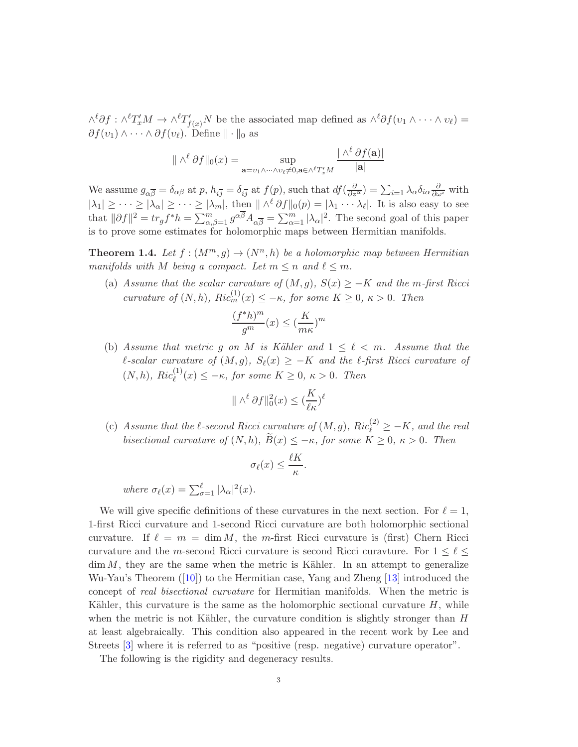$\wedge^\ell \partial f : \wedge^\ell T'_x M \to \wedge^\ell T'_{f(x)} N$ be the associated map defined as $\wedge^\ell \partial f(v_1 \wedge \cdots \wedge v_\ell) = \partial f(v_1) \wedge \cdots \wedge \partial f(v_\ell)$. Define $\|\cdot\|_0$ as

$$\| \wedge^\ell \partial f\|_0(x) = \sup_{\mathbf{a}=v_1\wedge\cdots\wedge v_\ell\neq 0, \mathbf{a}\in \wedge^\ell T'_x M} \frac{|\wedge^\ell \partial f(\mathbf{a})|}{|\mathbf{a}|}$$

We assume $g_{\alpha\overline{\beta}} = \delta_{\alpha\beta}$ at $p$, $h_{i\overline{j}} = \delta_{i\overline{j}}$ at $f(p)$, such that $df(\frac{\partial}{\partial z^\alpha}) = \sum_{i=1} \lambda_\alpha \delta_{i\alpha} \frac{\partial}{\partial \omega^i}$ with $|\lambda_1| \geq \cdots \geq |\lambda_\alpha| \geq \cdots \geq |\lambda_m|$, then $\| \wedge^\ell \partial f\|_0(p) = |\lambda_1 \cdots \lambda_\ell|$. It is also easy to see that $\|\partial f\|^2 = tr_g f^* h = \sum_{\alpha,\beta=1}^m g^{\alpha\overline{\beta}} A_{\alpha\overline{\beta}} = \sum_{\alpha=1}^m |\lambda_\alpha|^2$. The second goal of this paper is to prove some estimates for holomorphic maps between Hermitian manifolds.

**Theorem 1.4.** *Let $f : (M^m, g) \to (N^n, h)$ be a holomorphic map between Hermitian manifolds with $M$ being a compact. Let $m \leq n$ and $\ell \leq m$.*

(a) *Assume that the scalar curvature of $(M, g)$, $S(x) \geq -K$ and the $m$-first Ricci curvature of $(N, h)$, $Ric_m^{(1)}(x) \leq -\kappa$, for some $K \geq 0$, $\kappa > 0$. Then*

$$\frac{(f^*h)^m}{g^m}(x) \leq (\frac{K}{m\kappa})^m$$

(b) *Assume that metric $g$ on $M$ is Kähler and $1 \leq \ell < m$. Assume that the $\ell$-scalar curvature of $(M, g)$, $S_\ell(x) \geq -K$ and the $\ell$-first Ricci curvature of $(N, h)$, $Ric_\ell^{(1)}(x) \leq -\kappa$, for some $K \geq 0$, $\kappa > 0$. Then*

$$\| \wedge^\ell \partial f\|_0^2(x) \leq (\frac{K}{\ell\kappa})^\ell$$

(c) *Assume that the $\ell$-second Ricci curvature of $(M, g)$, $Ric_\ell^{(2)} \geq -K$, and the real bisectional curvature of $(N, h)$, $\widetilde{B}(x) \leq -\kappa$, for some $K \geq 0$, $\kappa > 0$. Then*

$$\sigma_\ell(x) \leq \frac{\ell K}{\kappa}.$$

*where $\sigma_\ell(x) = \sum_{\sigma=1}^\ell |\lambda_\alpha|^2(x)$.*

We will give specific definitions of these curvatures in the next section. For $\ell = 1$, 1-first Ricci curvature and 1-second Ricci curvature are both holomorphic sectional curvature. If $\ell = m = \dim M$, the $m$-first Ricci curvature is (first) Chern Ricci curvature and the $m$-second Ricci curvature is second Ricci curavture. For $1 \leq \ell \leq \dim M$, they are the same when the metric is Kähler. In an attempt to generalize Wu-Yau's Theorem ([10]) to the Hermitian case, Yang and Zheng [13] introduced the concept of *real bisectional curvature* for Hermitian manifolds. When the metric is Kähler, this curvature is the same as the holomorphic sectional curvature $H$, while when the metric is not Kähler, the curvature condition is slightly stronger than $H$ at least algebraically. This condition also appeared in the recent work by Lee and Streets [3] where it is referred to as "positive (resp. negative) curvature operator".

The following is the rigidity and degeneracy results.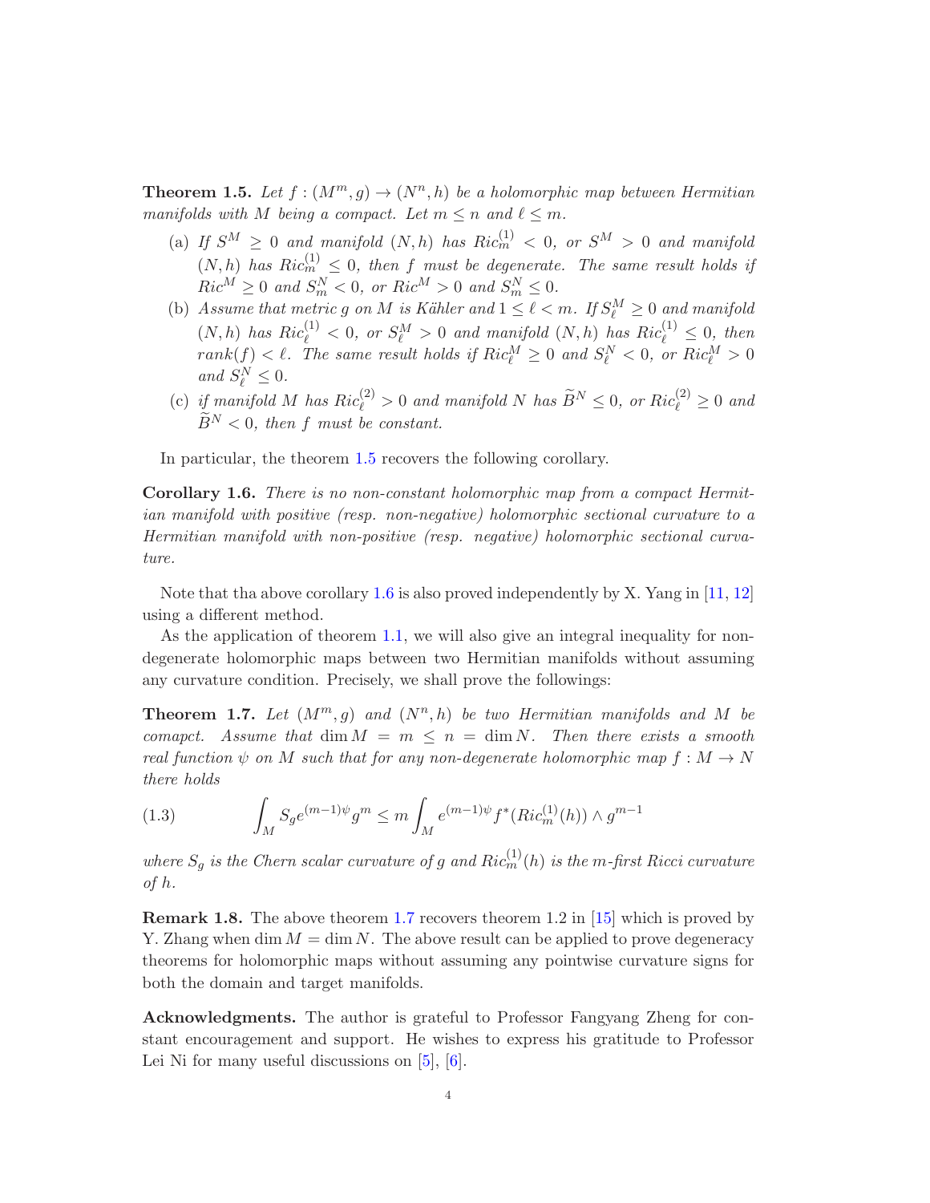**Theorem 1.5.** *Let $f : (M^m, g) \to (N^n, h)$ be a holomorphic map between Hermitian manifolds with $M$ being a compact. Let $m \le n$ and $\ell \le m$.*

(a) *If $S^M \ge 0$ and manifold $(N, h)$ has $Ric_m^{(1)} < 0$, or $S^M > 0$ and manifold $(N, h)$ has $Ric_m^{(1)} \le 0$, then $f$ must be degenerate. The same result holds if $Ric^M \ge 0$ and $S_m^N < 0$, or $Ric^M > 0$ and $S_m^N \le 0$.*

(b) *Assume that metric $g$ on $M$ is Kähler and $1 \le \ell < m$. If $S_\ell^M \ge 0$ and manifold $(N, h)$ has $Ric_\ell^{(1)} < 0$, or $S_\ell^M > 0$ and manifold $(N, h)$ has $Ric_\ell^{(1)} \le 0$, then $rank(f) < \ell$. The same result holds if $Ric_\ell^M \ge 0$ and $S_\ell^N < 0$, or $Ric_\ell^M > 0$ and $S_\ell^N \le 0$.*

(c) *if manifold $M$ has $Ric_\ell^{(2)} > 0$ and manifold $N$ has $\widetilde{B}^N \le 0$, or $Ric_\ell^{(2)} \ge 0$ and $\widetilde{B}^N < 0$, then $f$ must be constant.*

In particular, the theorem 1.5 recovers the following corollary.

**Corollary 1.6.** *There is no non-constant holomorphic map from a compact Hermitian manifold with positive (resp. non-negative) holomorphic sectional curvature to a Hermitian manifold with non-positive (resp. negative) holomorphic sectional curvature.*

Note that tha above corollary 1.6 is also proved independently by X. Yang in [11, 12] using a different method.

As the application of theorem 1.1, we will also give an integral inequality for non-degenerate holomorphic maps between two Hermitian manifolds without assuming any curvature condition. Precisely, we shall prove the followings:

**Theorem 1.7.** *Let $(M^m, g)$ and $(N^n, h)$ be two Hermitian manifolds and $M$ be comapct. Assume that $\dim M = m \le n = \dim N$. Then there exists a smooth real function $\psi$ on $M$ such that for any non-degenerate holomorphic map $f : M \to N$ there holds*

$$\int_M S_g e^{(m-1)\psi} g^m \le m \int_M e^{(m-1)\psi} f^*(Ric_m^{(1)}(h)) \wedge g^{m-1} \tag{1.3}$$

*where $S_g$ is the Chern scalar curvature of $g$ and $Ric_m^{(1)}(h)$ is the $m$-first Ricci curvature of $h$.*

**Remark 1.8.** The above theorem 1.7 recovers theorem 1.2 in [15] which is proved by Y. Zhang when $\dim M = \dim N$. The above result can be applied to prove degeneracy theorems for holomorphic maps without assuming any pointwise curvature signs for both the domain and target manifolds.

**Acknowledgments.** The author is grateful to Professor Fangyang Zheng for constant encouragement and support. He wishes to express his gratitude to Professor Lei Ni for many useful discussions on [5], [6].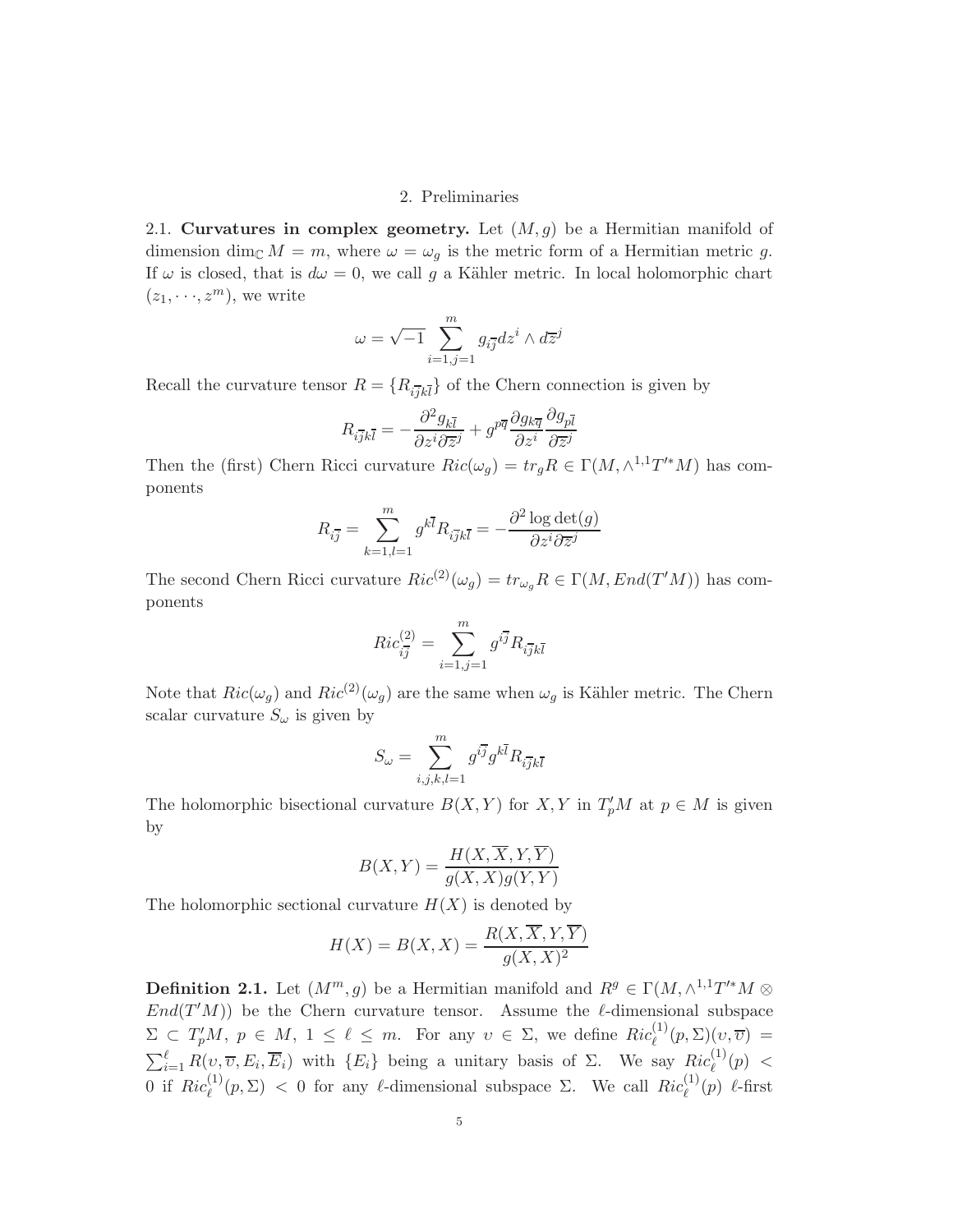## 2. Preliminaries

**2.1. Curvatures in complex geometry.** Let $(M, g)$ be a Hermitian manifold of dimension $\dim_{\mathbb{C}} M = m$, where $\omega = \omega_g$ is the metric form of a Hermitian metric $g$. If $\omega$ is closed, that is $d\omega = 0$, we call $g$ a Kähler metric. In local holomorphic chart $(z_1, \cdots, z^m)$, we write

$$\omega = \sqrt{-1} \sum_{i=1, j=1}^{m} g_{i\overline{j}} dz^i \wedge d\overline{z}^j$$

Recall the curvature tensor $R = \{R_{i\overline{j}k\overline{l}}\}$ of the Chern connection is given by

$$R_{i\overline{j}k\overline{l}} = -\frac{\partial^2 g_{k\overline{l}}}{\partial z^i \partial \overline{z}^j} + g^{p\overline{q}} \frac{\partial g_{k\overline{q}}}{\partial z^i} \frac{\partial g_{p\overline{l}}}{\partial \overline{z}^j}$$

Then the (first) Chern Ricci curvature $Ric(\omega_g) = tr_g R \in \Gamma(M, \wedge^{1,1} T'^* M)$ has components

$$R_{i\overline{j}} = \sum_{k=1, l=1}^{m} g^{k\overline{l}} R_{i\overline{j}k\overline{l}} = -\frac{\partial^2 \log \det(g)}{\partial z^i \partial \overline{z}^j}$$

The second Chern Ricci curvature $Ric^{(2)}(\omega_g) = tr_{\omega_g} R \in \Gamma(M, End(T'M))$ has components

$$Ric^{(2)}_{i\overline{j}} = \sum_{i=1, j=1}^{m} g^{i\overline{j}} R_{i\overline{j}k\overline{l}}$$

Note that $Ric(\omega_g)$ and $Ric^{(2)}(\omega_g)$ are the same when $\omega_g$ is Kähler metric. The Chern scalar curvature $S_\omega$ is given by

$$S_\omega = \sum_{i,j,k,l=1}^{m} g^{i\overline{j}} g^{k\overline{l}} R_{i\overline{j}k\overline{l}}$$

The holomorphic bisectional curvature $B(X, Y)$ for $X, Y$ in $T'_p M$ at $p \in M$ is given by

$$B(X, Y) = \frac{H(X, \overline{X}, Y, \overline{Y})}{g(X, X) g(Y, Y)}$$

The holomorphic sectional curvature $H(X)$ is denoted by

$$H(X) = B(X, X) = \frac{R(X, \overline{X}, Y, \overline{Y})}{g(X, X)^2}$$

**Definition 2.1.** Let $(M^m, g)$ be a Hermitian manifold and $R^g \in \Gamma(M, \wedge^{1,1} T'^* M \otimes End(T'M))$ be the Chern curvature tensor. Assume the $\ell$-dimensional subspace $\Sigma \subset T'_p M$, $p \in M$, $1 \leq \ell \leq m$. For any $\upsilon \in \Sigma$, we define $Ric^{(1)}_\ell(p, \Sigma)(\upsilon, \overline{\upsilon}) = \sum_{i=1}^{\ell} R(\upsilon, \overline{\upsilon}, E_i, \overline{E}_i)$ with $\{E_i\}$ being a unitary basis of $\Sigma$. We say $Ric^{(1)}_\ell(p) < 0$ if $Ric^{(1)}_\ell(p, \Sigma) < 0$ for any $\ell$-dimensional subspace $\Sigma$. We call $Ric^{(1)}_\ell(p)$ $\ell$-first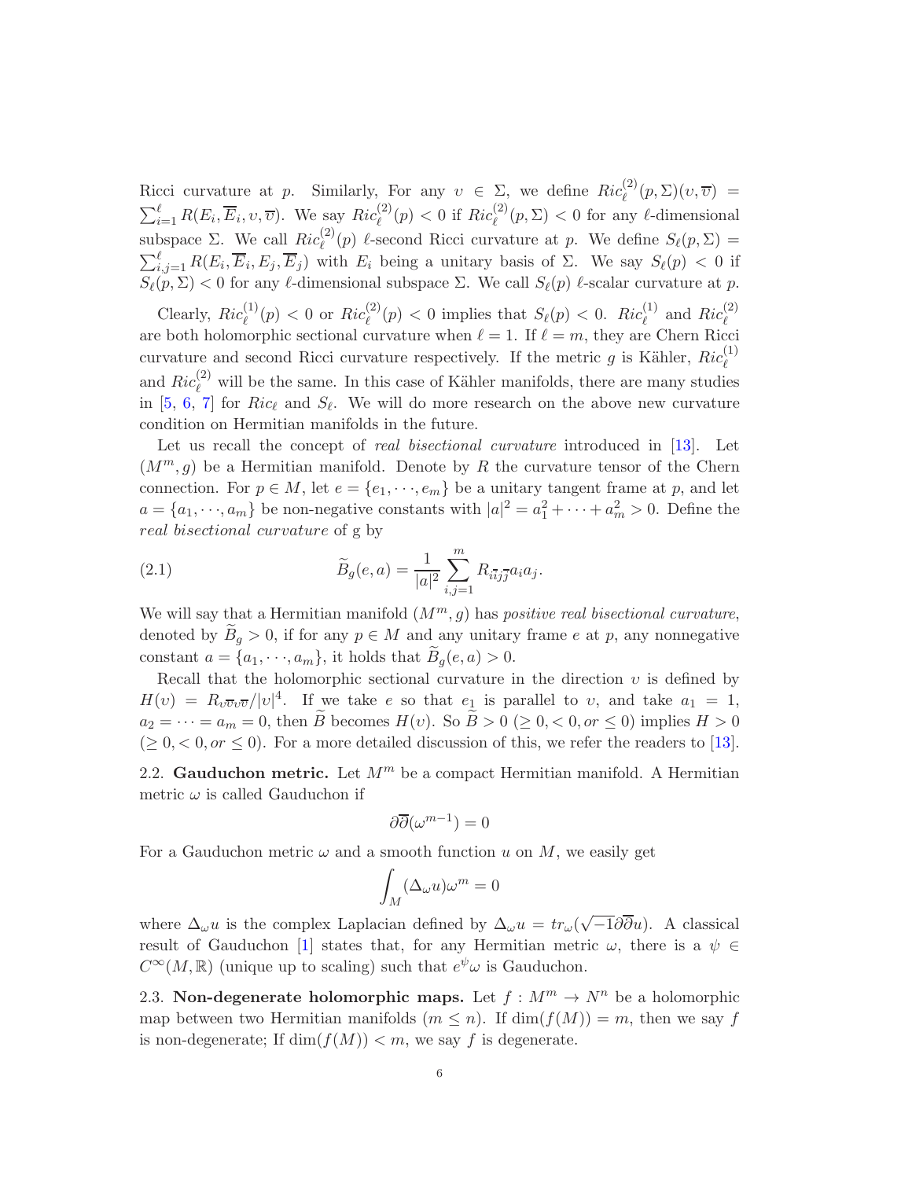Ricci curvature at $p$. Similarly, For any $\upsilon \in \Sigma$, we define $Ric_\ell^{(2)}(p,\Sigma)(\upsilon,\overline{\upsilon}) = \sum_{i=1}^{\ell} R(E_i,\overline{E}_i,\upsilon,\overline{\upsilon})$. We say $Ric_\ell^{(2)}(p) < 0$ if $Ric_\ell^{(2)}(p,\Sigma) < 0$ for any $\ell$-dimensional subspace $\Sigma$. We call $Ric_\ell^{(2)}(p)$ $\ell$-second Ricci curvature at $p$. We define $S_\ell(p,\Sigma) = \sum_{i,j=1}^{\ell} R(E_i,\overline{E}_i,E_j,\overline{E}_j)$ with $E_i$ being a unitary basis of $\Sigma$. We say $S_\ell(p) < 0$ if $S_\ell(p,\Sigma) < 0$ for any $\ell$-dimensional subspace $\Sigma$. We call $S_\ell(p)$ $\ell$-scalar curvature at $p$.

Clearly, $Ric_\ell^{(1)}(p) < 0$ or $Ric_\ell^{(2)}(p) < 0$ implies that $S_\ell(p) < 0$. $Ric_\ell^{(1)}$ and $Ric_\ell^{(2)}$ are both holomorphic sectional curvature when $\ell = 1$. If $\ell = m$, they are Chern Ricci curvature and second Ricci curvature respectively. If the metric $g$ is Kähler, $Ric_\ell^{(1)}$ and $Ric_\ell^{(2)}$ will be the same. In this case of Kähler manifolds, there are many studies in [5, 6, 7] for $Ric_\ell$ and $S_\ell$. We will do more research on the above new curvature condition on Hermitian manifolds in the future.

Let us recall the concept of *real bisectional curvature* introduced in [13]. Let $(M^m, g)$ be a Hermitian manifold. Denote by $R$ the curvature tensor of the Chern connection. For $p \in M$, let $e = \{e_1, \cdots, e_m\}$ be a unitary tangent frame at $p$, and let $a = \{a_1, \cdots, a_m\}$ be non-negative constants with $|a|^2 = a_1^2 + \cdots + a_m^2 > 0$. Define the *real bisectional curvature* of g by

$$\widetilde{B}_g(e,a) = \frac{1}{|a|^2}\sum_{i,j=1}^{m} R_{i\bar{i}j\bar{j}}a_i a_j. \tag{2.1}$$

We will say that a Hermitian manifold $(M^m, g)$ has *positive real bisectional curvature*, denoted by $\widetilde{B}_g > 0$, if for any $p \in M$ and any unitary frame $e$ at $p$, any nonnegative constant $a = \{a_1, \cdots, a_m\}$, it holds that $\widetilde{B}_g(e,a) > 0$.

Recall that the holomorphic sectional curvature in the direction $\upsilon$ is defined by $H(\upsilon) = R_{\upsilon\overline{\upsilon}\upsilon\overline{\upsilon}}/|\upsilon|^4$. If we take $e$ so that $e_1$ is parallel to $\upsilon$, and take $a_1 = 1$, $a_2 = \cdots = a_m = 0$, then $\widetilde{B}$ becomes $H(\upsilon)$. So $\widetilde{B} > 0$ $(\geq 0, < 0, or \leq 0)$ implies $H > 0$ $(\geq 0, < 0, or \leq 0)$. For a more detailed discussion of this, we refer the readers to [13].

2.2. **Gauduchon metric.** Let $M^m$ be a compact Hermitian manifold. A Hermitian metric $\omega$ is called Gauduchon if

$$\partial\overline{\partial}(\omega^{m-1}) = 0$$

For a Gauduchon metric $\omega$ and a smooth function $u$ on $M$, we easily get

$$\int_M (\Delta_\omega u)\omega^m = 0$$

where $\Delta_\omega u$ is the complex Laplacian defined by $\Delta_\omega u = tr_\omega(\sqrt{-1}\partial\overline{\partial}u)$. A classical result of Gauduchon [1] states that, for any Hermitian metric $\omega$, there is a $\psi \in C^\infty(M,\mathbb{R})$ (unique up to scaling) such that $e^\psi\omega$ is Gauduchon.

2.3. **Non-degenerate holomorphic maps.** Let $f : M^m \to N^n$ be a holomorphic map between two Hermitian manifolds $(m \leq n)$. If $\dim(f(M)) = m$, then we say $f$ is non-degenerate; If $\dim(f(M)) < m$, we say $f$ is degenerate.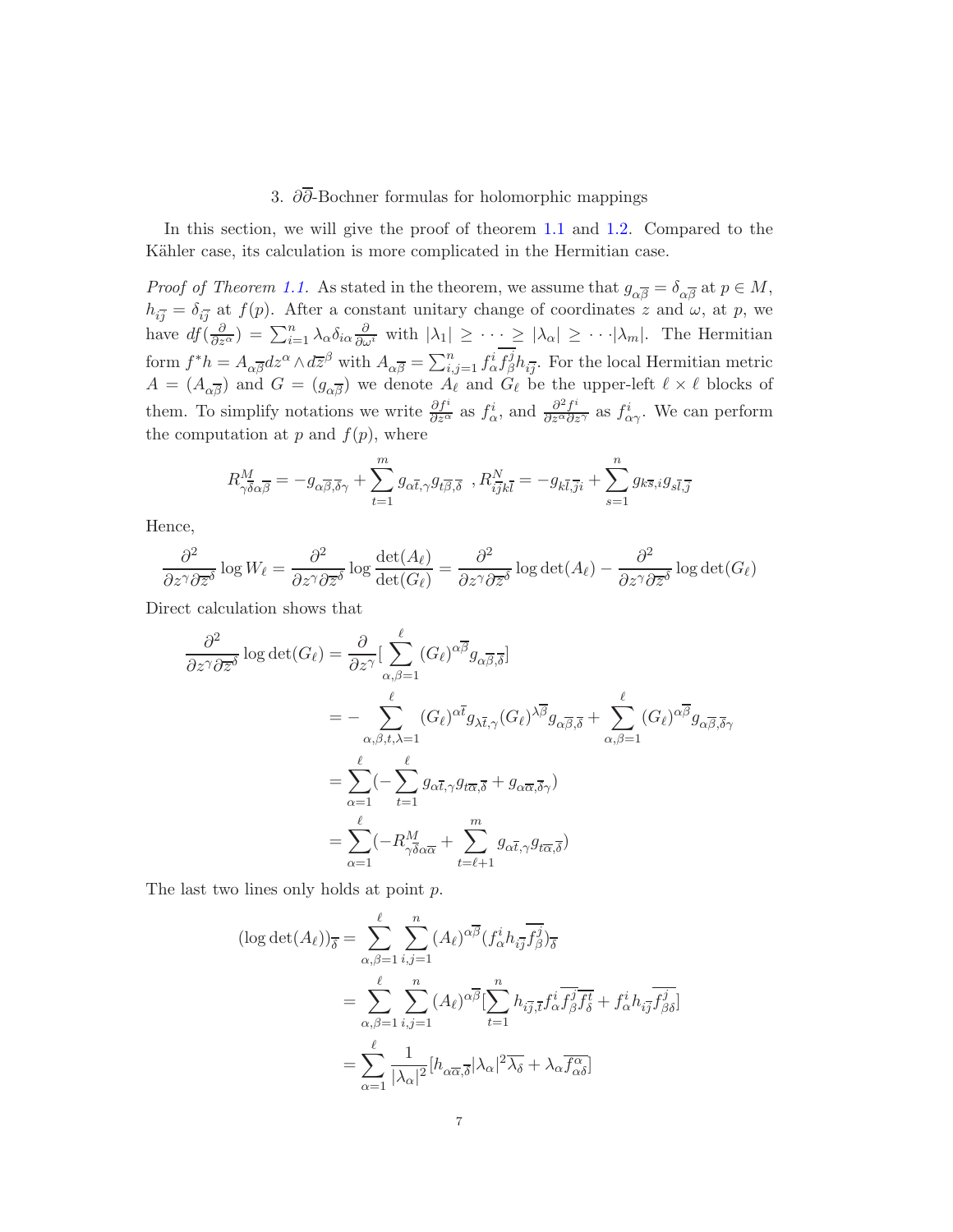## 3. $\partial\overline{\partial}$-Bochner formulas for holomorphic mappings

In this section, we will give the proof of theorem 1.1 and 1.2. Compared to the Kähler case, its calculation is more complicated in the Hermitian case.

*Proof of Theorem 1.1.* As stated in the theorem, we assume that $g_{\alpha\overline{\beta}} = \delta_{\alpha\overline{\beta}}$ at $p \in M$, $h_{i\overline{j}} = \delta_{i\overline{j}}$ at $f(p)$. After a constant unitary change of coordinates $z$ and $\omega$, at $p$, we have $df(\frac{\partial}{\partial z^\alpha}) = \sum_{i=1}^n \lambda_\alpha \delta_{i\alpha} \frac{\partial}{\partial \omega^i}$ with $|\lambda_1| \geq \cdots \geq |\lambda_\alpha| \geq \cdots |\lambda_m|$. The Hermitian form $f^*h = A_{\alpha\overline{\beta}} dz^\alpha \wedge d\overline{z}^\beta$ with $A_{\alpha\overline{\beta}} = \sum_{i,j=1}^n f_\alpha^i \overline{f_\beta^j} h_{i\overline{j}}$. For the local Hermitian metric $A = (A_{\alpha\overline{\beta}})$ and $G = (g_{\alpha\overline{\beta}})$ we denote $A_\ell$ and $G_\ell$ be the upper-left $\ell \times \ell$ blocks of them. To simplify notations we write $\frac{\partial f^i}{\partial z^\alpha}$ as $f_\alpha^i$, and $\frac{\partial^2 f^i}{\partial z^\alpha \partial z^\gamma}$ as $f_{\alpha\gamma}^i$. We can perform the computation at $p$ and $f(p)$, where

$$R^M_{\gamma\overline{\delta}\alpha\overline{\beta}} = -g_{\alpha\overline{\beta},\overline{\delta}\gamma} + \sum_{t=1}^m g_{\alpha\overline{t},\gamma} g_{t\overline{\beta},\overline{\delta}} \;, R^N_{i\overline{j}k\overline{l}} = -g_{k\overline{l},\overline{j}i} + \sum_{s=1}^n g_{k\overline{s},i} g_{s\overline{l},\overline{j}}$$

Hence,

$$\frac{\partial^2}{\partial z^\gamma \partial \overline{z}^\delta} \log W_\ell = \frac{\partial^2}{\partial z^\gamma \partial \overline{z}^\delta} \log \frac{\det(A_\ell)}{\det(G_\ell)} = \frac{\partial^2}{\partial z^\gamma \partial \overline{z}^\delta} \log \det(A_\ell) - \frac{\partial^2}{\partial z^\gamma \partial \overline{z}^\delta} \log \det(G_\ell)$$

Direct calculation shows that

$$\begin{aligned}
\frac{\partial^2}{\partial z^\gamma \partial \overline{z}^\delta} \log \det(G_\ell) &= \frac{\partial}{\partial z^\gamma} [\sum_{\alpha,\beta=1}^\ell (G_\ell)^{\alpha\overline{\beta}} g_{\alpha\overline{\beta},\overline{\delta}}] \\
&= -\sum_{\alpha,\beta,t,\lambda=1}^\ell (G_\ell)^{\alpha\overline{t}} g_{\lambda\overline{t},\gamma} (G_\ell)^{\lambda\overline{\beta}} g_{\alpha\overline{\beta},\overline{\delta}} + \sum_{\alpha,\beta=1}^\ell (G_\ell)^{\alpha\overline{\beta}} g_{\alpha\overline{\beta},\overline{\delta}\gamma} \\
&= \sum_{\alpha=1}^\ell (-\sum_{t=1}^\ell g_{\alpha\overline{t},\gamma} g_{t\overline{\alpha},\overline{\delta}} + g_{\alpha\overline{\alpha},\overline{\delta}\gamma}) \\
&= \sum_{\alpha=1}^\ell (-R^M_{\gamma\overline{\delta}\alpha\overline{\alpha}} + \sum_{t=\ell+1}^m g_{\alpha\overline{t},\gamma} g_{t\overline{\alpha},\overline{\delta}})
\end{aligned}$$

The last two lines only holds at point $p$.

$$\begin{aligned}
(\log \det(A_\ell))_{\overline{\delta}} &= \sum_{\alpha,\beta=1}^\ell \sum_{i,j=1}^n (A_\ell)^{\alpha\overline{\beta}} (f_\alpha^i h_{i\overline{j}} \overline{f_\beta^j})_{\overline{\delta}} \\
&= \sum_{\alpha,\beta=1}^\ell \sum_{i,j=1}^n (A_\ell)^{\alpha\overline{\beta}} [\sum_{t=1}^n h_{i\overline{j},\overline{t}} f_\alpha^i \overline{f_\beta^j} \overline{f_\delta^t} + f_\alpha^i h_{i\overline{j}} \overline{f_{\beta\delta}^j}] \\
&= \sum_{\alpha=1}^\ell \frac{1}{|\lambda_\alpha|^2} [h_{\alpha\overline{\alpha},\overline{\delta}} |\lambda_\alpha|^2 \overline{\lambda_\delta} + \lambda_\alpha \overline{f_{\alpha\delta}^\alpha}]
\end{aligned}$$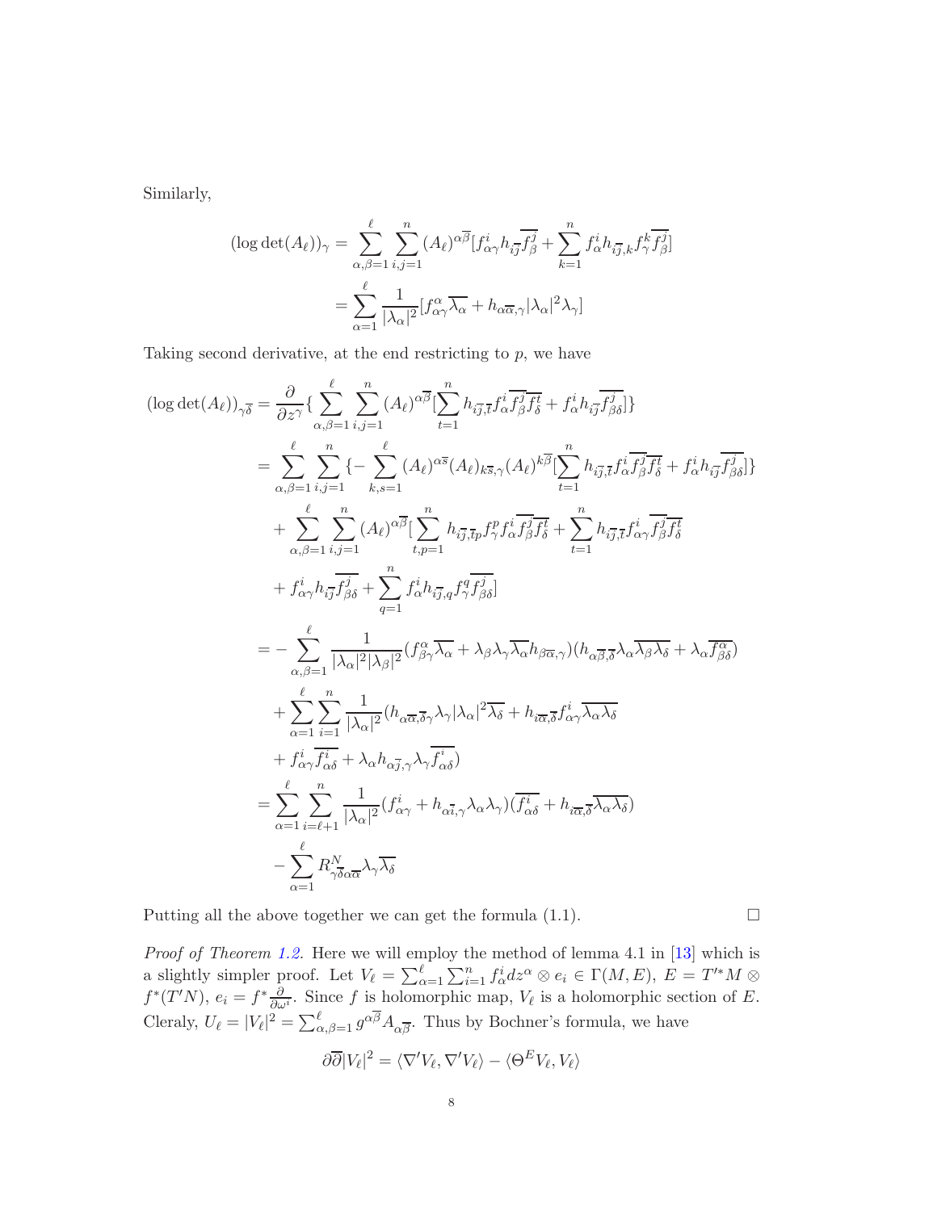Similarly,

$$
\begin{aligned}
(\log\det(A_\ell))_\gamma &= \sum_{\alpha,\beta=1}^{\ell}\sum_{i,j=1}^{n}(A_\ell)^{\alpha\overline{\beta}}[f^i_{\alpha\gamma}h_{i\overline{j}}\overline{f^j_\beta}+\sum_{k=1}^{n}f^i_\alpha h_{i\overline{j},k}f^k_\gamma\overline{f^j_\beta}] \\
&= \sum_{\alpha=1}^{\ell}\frac{1}{|\lambda_\alpha|^2}[f^\alpha_{\alpha\gamma}\overline{\lambda_\alpha}+h_{\alpha\overline{\alpha},\gamma}|\lambda_\alpha|^2\lambda_\gamma]
\end{aligned}
$$

Taking second derivative, at the end restricting to $p$, we have

$$
\begin{aligned}
(\log\det(A_\ell))_{\gamma\overline{\delta}} &= \frac{\partial}{\partial z^\gamma}\{\sum_{\alpha,\beta=1}^{\ell}\sum_{i,j=1}^{n}(A_\ell)^{\alpha\overline{\beta}}[\sum_{t=1}^{n}h_{i\overline{j},\overline{t}}f^i_\alpha\overline{f^j_\beta}\overline{f^t_\delta}+f^i_\alpha h_{i\overline{j}}\overline{f^j_{\beta\delta}}]\} \\
&= \sum_{\alpha,\beta=1}^{\ell}\sum_{i,j=1}^{n}\{-\sum_{k,s=1}^{\ell}(A_\ell)^{\alpha\overline{s}}(A_\ell)_{k\overline{s},\gamma}(A_\ell)^{k\overline{\beta}}[\sum_{t=1}^{n}h_{i\overline{j},\overline{t}}f^i_\alpha\overline{f^j_\beta}\overline{f^t_\delta}+f^i_\alpha h_{i\overline{j}}\overline{f^j_{\beta\delta}}]\} \\
&\quad+\sum_{\alpha,\beta=1}^{\ell}\sum_{i,j=1}^{n}(A_\ell)^{\alpha\overline{\beta}}[\sum_{t,p=1}^{n}h_{i\overline{j},\overline{t}p}f^p_\gamma f^i_\alpha\overline{f^j_\beta}\overline{f^t_\delta}+\sum_{t=1}^{n}h_{i\overline{j},\overline{t}}f^i_{\alpha\gamma}\overline{f^j_\beta}\overline{f^t_\delta} \\
&\quad+f^i_{\alpha\gamma}h_{i\overline{j}}\overline{f^j_{\beta\delta}}+\sum_{q=1}^{n}f^i_\alpha h_{i\overline{j},q}f^q_\gamma\overline{f^j_{\beta\delta}}] \\
&= -\sum_{\alpha,\beta=1}^{\ell}\frac{1}{|\lambda_\alpha|^2|\lambda_\beta|^2}(f^\alpha_{\beta\gamma}\overline{\lambda_\alpha}+\lambda_\beta\lambda_\gamma\overline{\lambda_\alpha}h_{\beta\overline{\alpha},\gamma})(h_{\alpha\overline{\beta},\overline{\delta}}\lambda_\alpha\overline{\lambda_\beta\lambda_\delta}+\lambda_\alpha\overline{f^\alpha_{\beta\delta}}) \\
&\quad+\sum_{\alpha=1}^{\ell}\sum_{i=1}^{n}\frac{1}{|\lambda_\alpha|^2}(h_{\alpha\overline{\alpha},\overline{\delta}\gamma}\lambda_\gamma|\lambda_\alpha|^2\overline{\lambda_\delta}+h_{i\overline{\alpha},\overline{\delta}}f^i_{\alpha\gamma}\overline{\lambda_\alpha\lambda_\delta} \\
&\quad+f^i_{\alpha\gamma}\overline{f^i_{\alpha\delta}}+\lambda_\alpha h_{\alpha\overline{j},\gamma}\lambda_\gamma\overline{f^i_{\alpha\delta}}) \\
&= \sum_{\alpha=1}^{\ell}\sum_{i=\ell+1}^{n}\frac{1}{|\lambda_\alpha|^2}(f^i_{\alpha\gamma}+h_{\alpha\overline{i},\gamma}\lambda_\alpha\lambda_\gamma)(\overline{f^i_{\alpha\delta}}+h_{i\overline{\alpha},\overline{\delta}}\overline{\lambda_\alpha\lambda_\delta}) \\
&\quad-\sum_{\alpha=1}^{\ell}R^N_{\gamma\overline{\delta}\alpha\overline{\alpha}}\lambda_\gamma\overline{\lambda_\delta}
\end{aligned}
$$

Putting all the above together we can get the formula (1.1). $\square$

*Proof of Theorem 1.2.* Here we will employ the method of lemma 4.1 in [13] which is a slightly simpler proof. Let $V_\ell=\sum_{\alpha=1}^{\ell}\sum_{i=1}^{n}f^i_\alpha dz^\alpha\otimes e_i\in\Gamma(M,E)$, $E=T'^*M\otimes f^*(T'N)$, $e_i=f^*\frac{\partial}{\partial\omega^i}$. Since $f$ is holomorphic map, $V_\ell$ is a holomorphic section of $E$. Cleraly, $U_\ell=|V_\ell|^2=\sum_{\alpha,\beta=1}^{\ell}g^{\alpha\overline{\beta}}A_{\alpha\overline{\beta}}$. Thus by Bochner's formula, we have

$$
\partial\overline{\partial}|V_\ell|^2=\langle\nabla'V_\ell,\nabla'V_\ell\rangle-\langle\Theta^E V_\ell,V_\ell\rangle
$$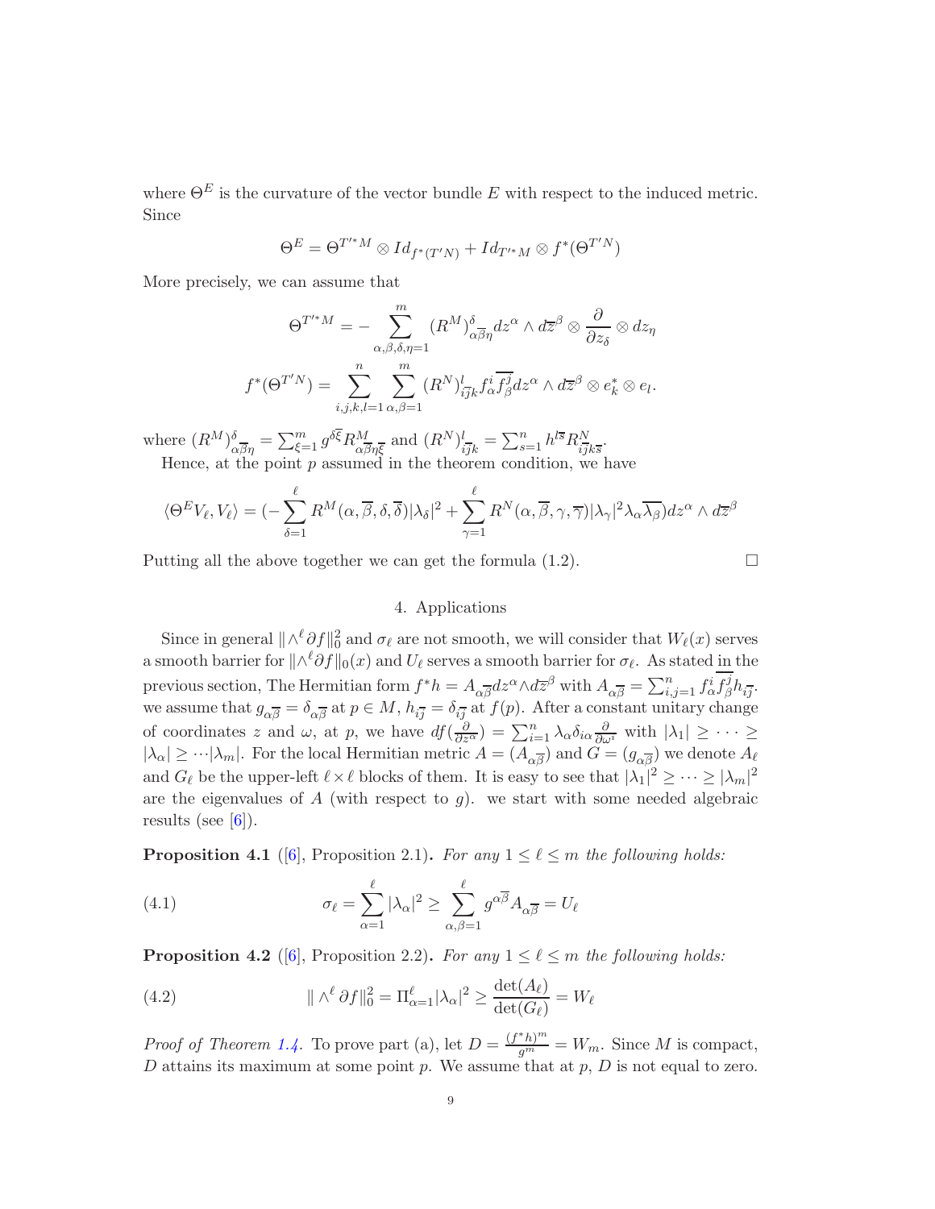where $\Theta^E$ is the curvature of the vector bundle $E$ with respect to the induced metric. Since

$$\Theta^E = \Theta^{T'^*M} \otimes Id_{f^*(T'N)} + Id_{T'^*M} \otimes f^*(\Theta^{T'N})$$

More precisely, we can assume that

$$\Theta^{T'^*M} = - \sum_{\alpha,\beta,\delta,\eta=1}^{m} (R^M)^{\delta}_{\alpha\overline{\beta}\eta} dz^\alpha \wedge d\overline{z}^\beta \otimes \frac{\partial}{\partial z_\delta} \otimes dz_\eta$$

$$f^*(\Theta^{T'N}) = \sum_{i,j,k,l=1}^{n} \sum_{\alpha,\beta=1}^{m} (R^N)^l_{i\overline{j}k} f^i_\alpha \overline{f^j_\beta} dz^\alpha \wedge d\overline{z}^\beta \otimes e^*_k \otimes e_l.$$

where $(R^M)^{\delta}_{\alpha\overline{\beta}\eta} = \sum_{\xi=1}^m g^{\delta\overline{\xi}} R^M_{\alpha\overline{\beta}\eta\overline{\xi}}$ and $(R^N)^l_{i\overline{j}k} = \sum_{s=1}^n h^{l\overline{s}} R^N_{i\overline{j}k\overline{s}}$.

Hence, at the point $p$ assumed in the theorem condition, we have

$$\langle \Theta^E V_\ell, V_\ell \rangle = (-\sum_{\delta=1}^{\ell} R^M(\alpha, \overline{\beta}, \delta, \overline{\delta})|\lambda_\delta|^2 + \sum_{\gamma=1}^{\ell} R^N(\alpha, \overline{\beta}, \gamma, \overline{\gamma})|\lambda_\gamma|^2 \lambda_\alpha \overline{\lambda_\beta}) dz^\alpha \wedge d\overline{z}^\beta$$

Putting all the above together we can get the formula (1.2). □

## 4. Applications

Since in general $\|\wedge^\ell \partial f\|_0^2$ and $\sigma_\ell$ are not smooth, we will consider that $W_\ell(x)$ serves a smooth barrier for $\|\wedge^\ell \partial f\|_0(x)$ and $U_\ell$ serves a smooth barrier for $\sigma_\ell$. As stated in the previous section, The Hermitian form $f^*h = A_{\alpha\overline{\beta}} dz^\alpha \wedge d\overline{z}^\beta$ with $A_{\alpha\overline{\beta}} = \sum_{i,j=1}^n f^i_\alpha \overline{f^j_\beta} h_{i\overline{j}}$. we assume that $g_{\alpha\overline{\beta}} = \delta_{\alpha\overline{\beta}}$ at $p \in M$, $h_{i\overline{j}} = \delta_{i\overline{j}}$ at $f(p)$. After a constant unitary change of coordinates $z$ and $\omega$, at $p$, we have $df(\frac{\partial}{\partial z^\alpha}) = \sum_{i=1}^n \lambda_\alpha \delta_{i\alpha} \frac{\partial}{\partial \omega^i}$ with $|\lambda_1| \geq \cdots \geq |\lambda_\alpha| \geq \cdots |\lambda_m|$. For the local Hermitian metric $A = (A_{\alpha\overline{\beta}})$ and $G = (g_{\alpha\overline{\beta}})$ we denote $A_\ell$ and $G_\ell$ be the upper-left $\ell \times \ell$ blocks of them. It is easy to see that $|\lambda_1|^2 \geq \cdots \geq |\lambda_m|^2$ are the eigenvalues of $A$ (with respect to $g$). we start with some needed algebraic results (see [6]).

**Proposition 4.1** ([6], Proposition 2.1)**.** *For any $1 \leq \ell \leq m$ the following holds:*

$$\sigma_\ell = \sum_{\alpha=1}^{\ell} |\lambda_\alpha|^2 \geq \sum_{\alpha,\beta=1}^{\ell} g^{\alpha\overline{\beta}} A_{\alpha\overline{\beta}} = U_\ell \tag{4.1}$$

**Proposition 4.2** ([6], Proposition 2.2)**.** *For any $1 \leq \ell \leq m$ the following holds:*

$$\| \wedge^\ell \partial f\|_0^2 = \Pi_{\alpha=1}^{\ell} |\lambda_\alpha|^2 \geq \frac{\det(A_\ell)}{\det(G_\ell)} = W_\ell \tag{4.2}$$

*Proof of Theorem 1.4.* To prove part (a), let $D = \frac{(f^*h)^m}{g^m} = W_m$. Since $M$ is compact, $D$ attains its maximum at some point $p$. We assume that at $p$, $D$ is not equal to zero.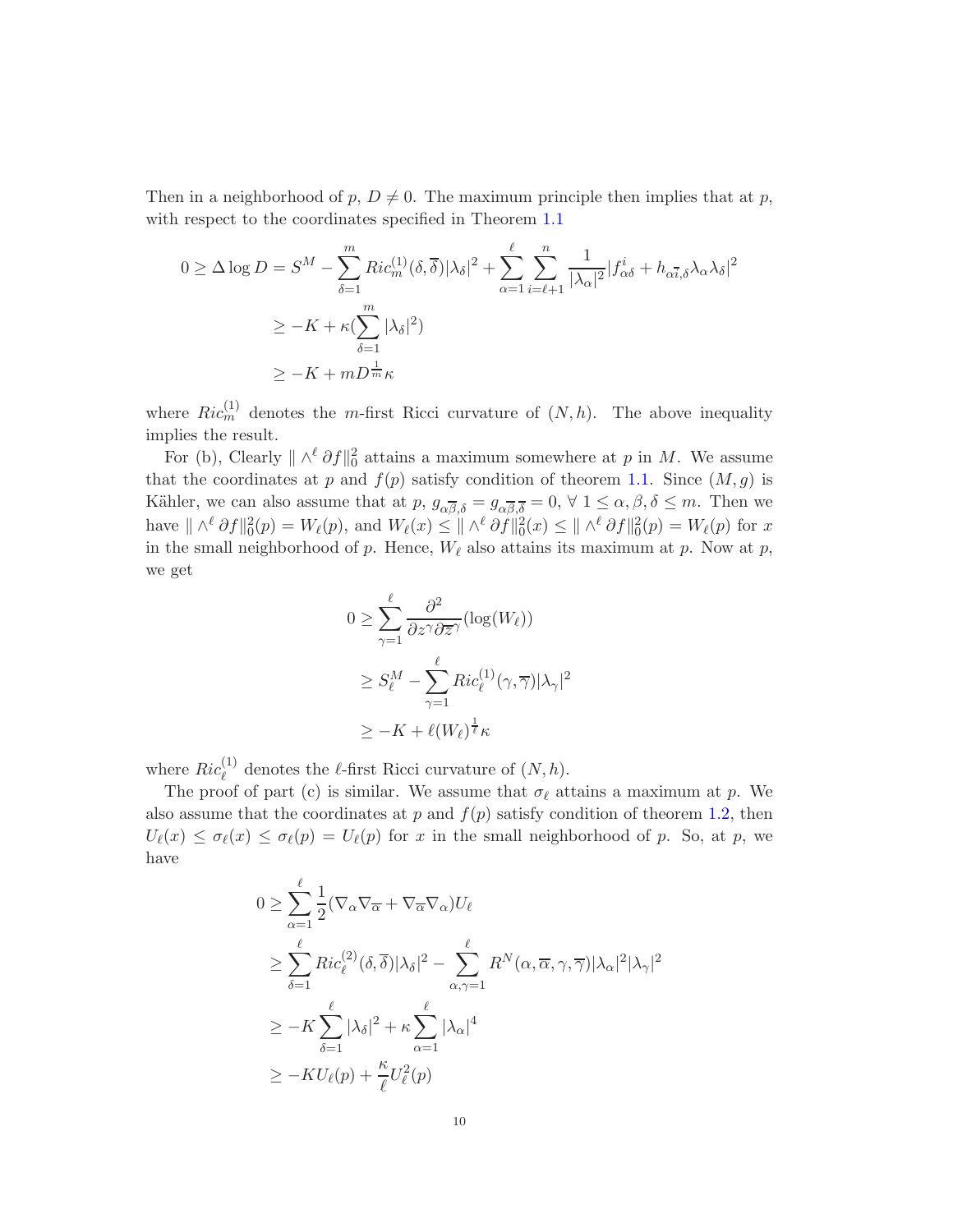Then in a neighborhood of $p$, $D \neq 0$. The maximum principle then implies that at $p$, with respect to the coordinates specified in Theorem 1.1

$$
\begin{aligned}
0 \geq \Delta \log D &= S^M - \sum_{\delta=1}^{m} Ric_m^{(1)}(\delta, \overline{\delta})|\lambda_\delta|^2 + \sum_{\alpha=1}^{\ell} \sum_{i=\ell+1}^{n} \frac{1}{|\lambda_\alpha|^2} |f^i_{\alpha\delta} + h_{\alpha\bar{i},\delta}\lambda_\alpha\lambda_\delta|^2 \\
&\geq -K + \kappa(\sum_{\delta=1}^{m} |\lambda_\delta|^2) \\
&\geq -K + mD^{\frac{1}{m}}\kappa
\end{aligned}
$$

where $Ric_m^{(1)}$ denotes the $m$-first Ricci curvature of $(N, h)$. The above inequality implies the result.

For (b), Clearly $\| \wedge^\ell \partial f\|_0^2$ attains a maximum somewhere at $p$ in $M$. We assume that the coordinates at $p$ and $f(p)$ satisfy condition of theorem 1.1. Since $(M, g)$ is Kähler, we can also assume that at $p$, $g_{\alpha\overline{\beta},\delta} = g_{\alpha\overline{\beta},\overline{\delta}} = 0$, $\forall\ 1 \leq \alpha, \beta, \delta \leq m$. Then we have $\| \wedge^\ell \partial f\|_0^2(p) = W_\ell(p)$, and $W_\ell(x) \leq \| \wedge^\ell \partial f\|_0^2(x) \leq \| \wedge^\ell \partial f\|_0^2(p) = W_\ell(p)$ for $x$ in the small neighborhood of $p$. Hence, $W_\ell$ also attains its maximum at $p$. Now at $p$, we get

$$
\begin{aligned}
0 &\geq \sum_{\gamma=1}^{\ell} \frac{\partial^2}{\partial z^\gamma \partial \overline{z}^\gamma}(\log(W_\ell)) \\
&\geq S_\ell^M - \sum_{\gamma=1}^{\ell} Ric_\ell^{(1)}(\gamma, \overline{\gamma})|\lambda_\gamma|^2 \\
&\geq -K + \ell(W_\ell)^{\frac{1}{\ell}}\kappa
\end{aligned}
$$

where $Ric_\ell^{(1)}$ denotes the $\ell$-first Ricci curvature of $(N, h)$.

The proof of part (c) is similar. We assume that $\sigma_\ell$ attains a maximum at $p$. We also assume that the coordinates at $p$ and $f(p)$ satisfy condition of theorem 1.2, then $U_\ell(x) \leq \sigma_\ell(x) \leq \sigma_\ell(p) = U_\ell(p)$ for $x$ in the small neighborhood of $p$. So, at $p$, we have

$$
\begin{aligned}
0 &\geq \sum_{\alpha=1}^{\ell} \frac{1}{2}(\nabla_\alpha \nabla_{\overline{\alpha}} + \nabla_{\overline{\alpha}} \nabla_\alpha) U_\ell \\
&\geq \sum_{\delta=1}^{\ell} Ric_\ell^{(2)}(\delta, \overline{\delta})|\lambda_\delta|^2 - \sum_{\alpha,\gamma=1}^{\ell} R^N(\alpha, \overline{\alpha}, \gamma, \overline{\gamma})|\lambda_\alpha|^2|\lambda_\gamma|^2 \\
&\geq -K \sum_{\delta=1}^{\ell} |\lambda_\delta|^2 + \kappa \sum_{\alpha=1}^{\ell} |\lambda_\alpha|^4 \\
&\geq -KU_\ell(p) + \frac{\kappa}{\ell} U_\ell^2(p)
\end{aligned}
$$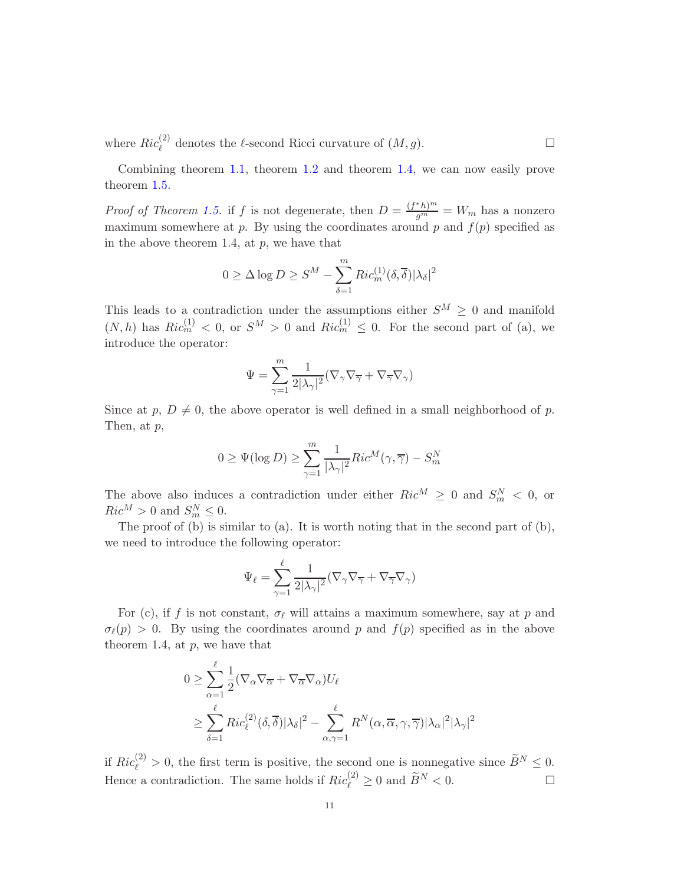where $Ric_\ell^{(2)}$ denotes the $\ell$-second Ricci curvature of $(M, g)$. □

Combining theorem 1.1, theorem 1.2 and theorem 1.4, we can now easily prove theorem 1.5.

*Proof of Theorem 1.5.* if $f$ is not degenerate, then $D = \frac{(f^*h)^m}{g^m} = W_m$ has a nonzero maximum somewhere at $p$. By using the coordinates around $p$ and $f(p)$ specified as in the above theorem 1.4, at $p$, we have that

$$0 \geq \Delta \log D \geq S^M - \sum_{\delta=1}^{m} Ric_m^{(1)}(\delta, \overline{\delta})|\lambda_\delta|^2$$

This leads to a contradiction under the assumptions either $S^M \geq 0$ and manifold $(N, h)$ has $Ric_m^{(1)} < 0$, or $S^M > 0$ and $Ric_m^{(1)} \leq 0$. For the second part of (a), we introduce the operator:

$$\Psi = \sum_{\gamma=1}^{m} \frac{1}{2|\lambda_\gamma|^2}(\nabla_\gamma \nabla_{\overline{\gamma}} + \nabla_{\overline{\gamma}} \nabla_\gamma)$$

Since at $p$, $D \neq 0$, the above operator is well defined in a small neighborhood of $p$. Then, at $p$,

$$0 \geq \Psi(\log D) \geq \sum_{\gamma=1}^{m} \frac{1}{|\lambda_\gamma|^2} Ric^M(\gamma, \overline{\gamma}) - S_m^N$$

The above also induces a contradiction under either $Ric^M \geq 0$ and $S_m^N < 0$, or $Ric^M > 0$ and $S_m^N \leq 0$.

The proof of (b) is similar to (a). It is worth noting that in the second part of (b), we need to introduce the following operator:

$$\Psi_\ell = \sum_{\gamma=1}^{\ell} \frac{1}{2|\lambda_\gamma|^2}(\nabla_\gamma \nabla_{\overline{\gamma}} + \nabla_{\overline{\gamma}} \nabla_\gamma)$$

For (c), if $f$ is not constant, $\sigma_\ell$ will attains a maximum somewhere, say at $p$ and $\sigma_\ell(p) > 0$. By using the coordinates around $p$ and $f(p)$ specified as in the above theorem 1.4, at $p$, we have that

$$\begin{aligned}
0 &\geq \sum_{\alpha=1}^{\ell} \frac{1}{2}(\nabla_\alpha \nabla_{\overline{\alpha}} + \nabla_{\overline{\alpha}} \nabla_\alpha) U_\ell \\
&\geq \sum_{\delta=1}^{\ell} Ric_\ell^{(2)}(\delta, \overline{\delta})|\lambda_\delta|^2 - \sum_{\alpha,\gamma=1}^{\ell} R^N(\alpha, \overline{\alpha}, \gamma, \overline{\gamma})|\lambda_\alpha|^2 |\lambda_\gamma|^2
\end{aligned}$$

if $Ric_\ell^{(2)} > 0$, the first term is positive, the second one is nonnegative since $\widetilde{B}^N \leq 0$. Hence a contradiction. The same holds if $Ric_\ell^{(2)} \geq 0$ and $\widetilde{B}^N < 0$. □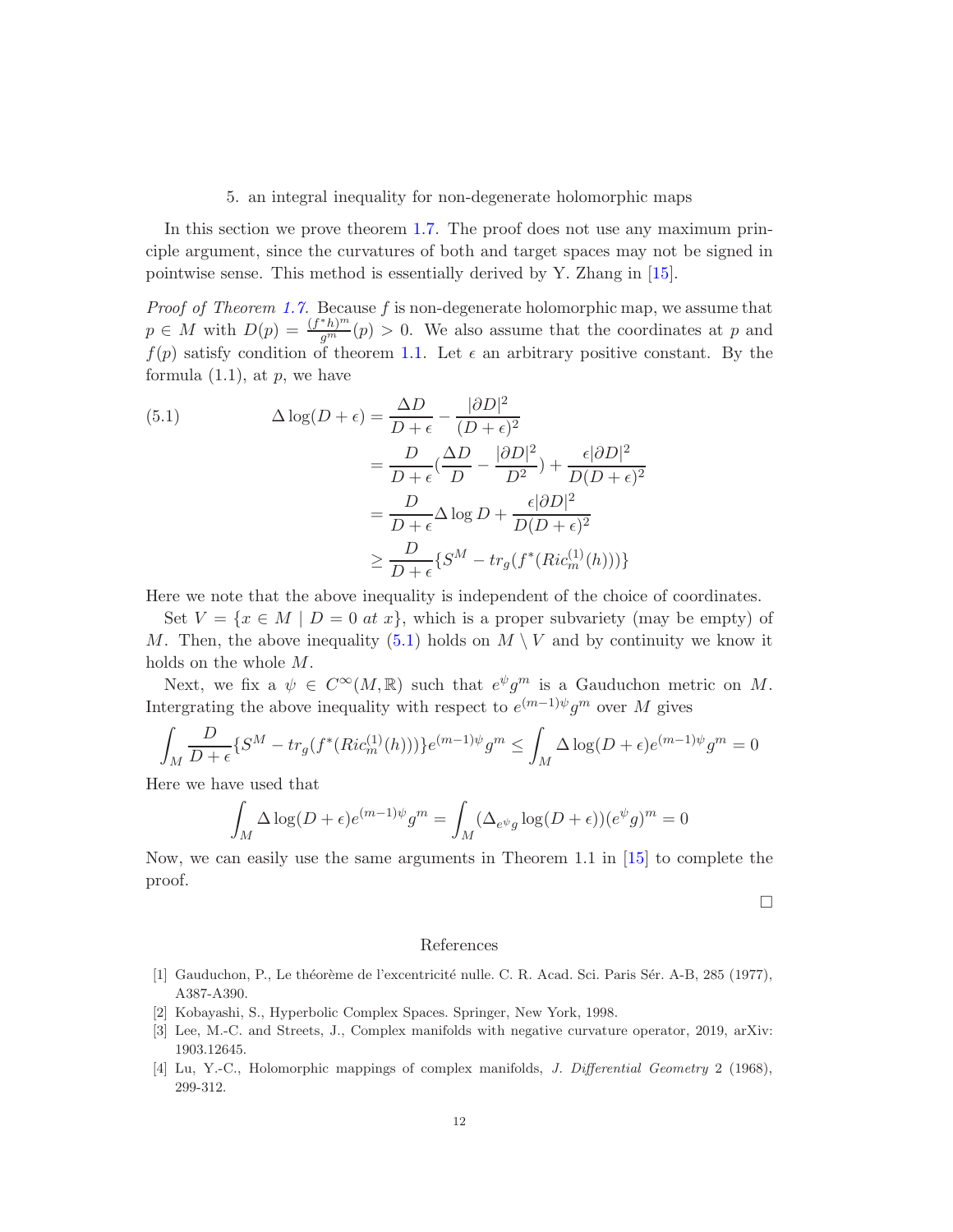## 5. an integral inequality for non-degenerate holomorphic maps

In this section we prove theorem 1.7. The proof does not use any maximum principle argument, since the curvatures of both and target spaces may not be signed in pointwise sense. This method is essentially derived by Y. Zhang in [15].

*Proof of Theorem 1.7.* Because $f$ is non-degenerate holomorphic map, we assume that $p \in M$ with $D(p) = \frac{(f^*h)^m}{g^m}(p) > 0$. We also assume that the coordinates at $p$ and $f(p)$ satisfy condition of theorem 1.1. Let $\epsilon$ an arbitrary positive constant. By the formula (1.1), at $p$, we have

$$
\begin{aligned}
\Delta \log(D+\epsilon) &= \frac{\Delta D}{D+\epsilon} - \frac{|\partial D|^2}{(D+\epsilon)^2} \\
&= \frac{D}{D+\epsilon}\left(\frac{\Delta D}{D} - \frac{|\partial D|^2}{D^2}\right) + \frac{\epsilon |\partial D|^2}{D(D+\epsilon)^2} \\
&= \frac{D}{D+\epsilon}\Delta \log D + \frac{\epsilon |\partial D|^2}{D(D+\epsilon)^2} \\
&\geq \frac{D}{D+\epsilon}\{S^M - tr_g(f^*(Ric_m^{(1)}(h)))\}
\end{aligned} \tag{5.1}
$$

Here we note that the above inequality is independent of the choice of coordinates.

Set $V = \{x \in M \mid D = 0 \ at \ x\}$, which is a proper subvariety (may be empty) of $M$. Then, the above inequality (5.1) holds on $M \setminus V$ and by continuity we know it holds on the whole $M$.

Next, we fix a $\psi \in C^\infty(M, \mathbb{R})$ such that $e^\psi g^m$ is a Gauduchon metric on $M$. Intergrating the above inequality with respect to $e^{(m-1)\psi} g^m$ over $M$ gives

$$
\int_M \frac{D}{D+\epsilon}\{S^M - tr_g(f^*(Ric_m^{(1)}(h)))\} e^{(m-1)\psi} g^m \leq \int_M \Delta \log(D+\epsilon) e^{(m-1)\psi} g^m = 0
$$

Here we have used that

$$
\int_M \Delta \log(D+\epsilon) e^{(m-1)\psi} g^m = \int_M (\Delta_{e^\psi g} \log(D+\epsilon))(e^\psi g)^m = 0
$$

Now, we can easily use the same arguments in Theorem 1.1 in [15] to complete the proof.

□

## References

[1] Gauduchon, P., Le théorème de l'excentricité nulle. C. R. Acad. Sci. Paris Sér. A-B, 285 (1977), A387-A390.

[2] Kobayashi, S., Hyperbolic Complex Spaces. Springer, New York, 1998.

[3] Lee, M.-C. and Streets, J., Complex manifolds with negative curvature operator, 2019, arXiv: 1903.12645.

[4] Lu, Y.-C., Holomorphic mappings of complex manifolds, *J. Differential Geometry* 2 (1968), 299-312.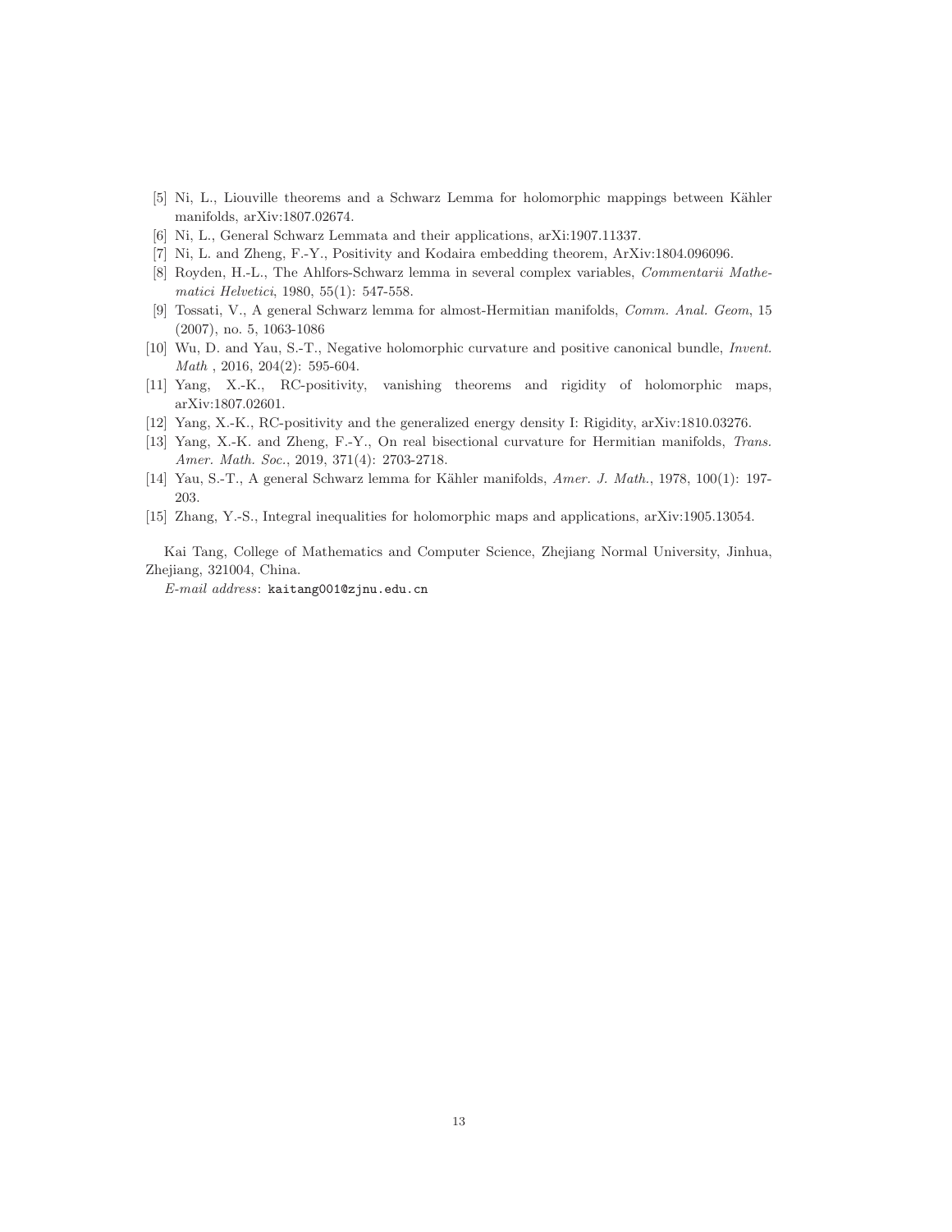[5] Ni, L., Liouville theorems and a Schwarz Lemma for holomorphic mappings between Kähler manifolds, arXiv:1807.02674.

[6] Ni, L., General Schwarz Lemmata and their applications, arXi:1907.11337.

[7] Ni, L. and Zheng, F.-Y., Positivity and Kodaira embedding theorem, ArXiv:1804.096096.

[8] Royden, H.-L., The Ahlfors-Schwarz lemma in several complex variables, *Commentarii Mathematici Helvetici*, 1980, 55(1): 547-558.

[9] Tossati, V., A general Schwarz lemma for almost-Hermitian manifolds, *Comm. Anal. Geom*, 15 (2007), no. 5, 1063-1086

[10] Wu, D. and Yau, S.-T., Negative holomorphic curvature and positive canonical bundle, *Invent. Math* , 2016, 204(2): 595-604.

[11] Yang, X.-K., RC-positivity, vanishing theorems and rigidity of holomorphic maps, arXiv:1807.02601.

[12] Yang, X.-K., RC-positivity and the generalized energy density I: Rigidity, arXiv:1810.03276.

[13] Yang, X.-K. and Zheng, F.-Y., On real bisectional curvature for Hermitian manifolds, *Trans. Amer. Math. Soc.*, 2019, 371(4): 2703-2718.

[14] Yau, S.-T., A general Schwarz lemma for Kähler manifolds, *Amer. J. Math.*, 1978, 100(1): 197-203.

[15] Zhang, Y.-S., Integral inequalities for holomorphic maps and applications, arXiv:1905.13054.

Kai Tang, College of Mathematics and Computer Science, Zhejiang Normal University, Jinhua, Zhejiang, 321004, China.

*E-mail address*: kaitang001@zjnu.edu.cn